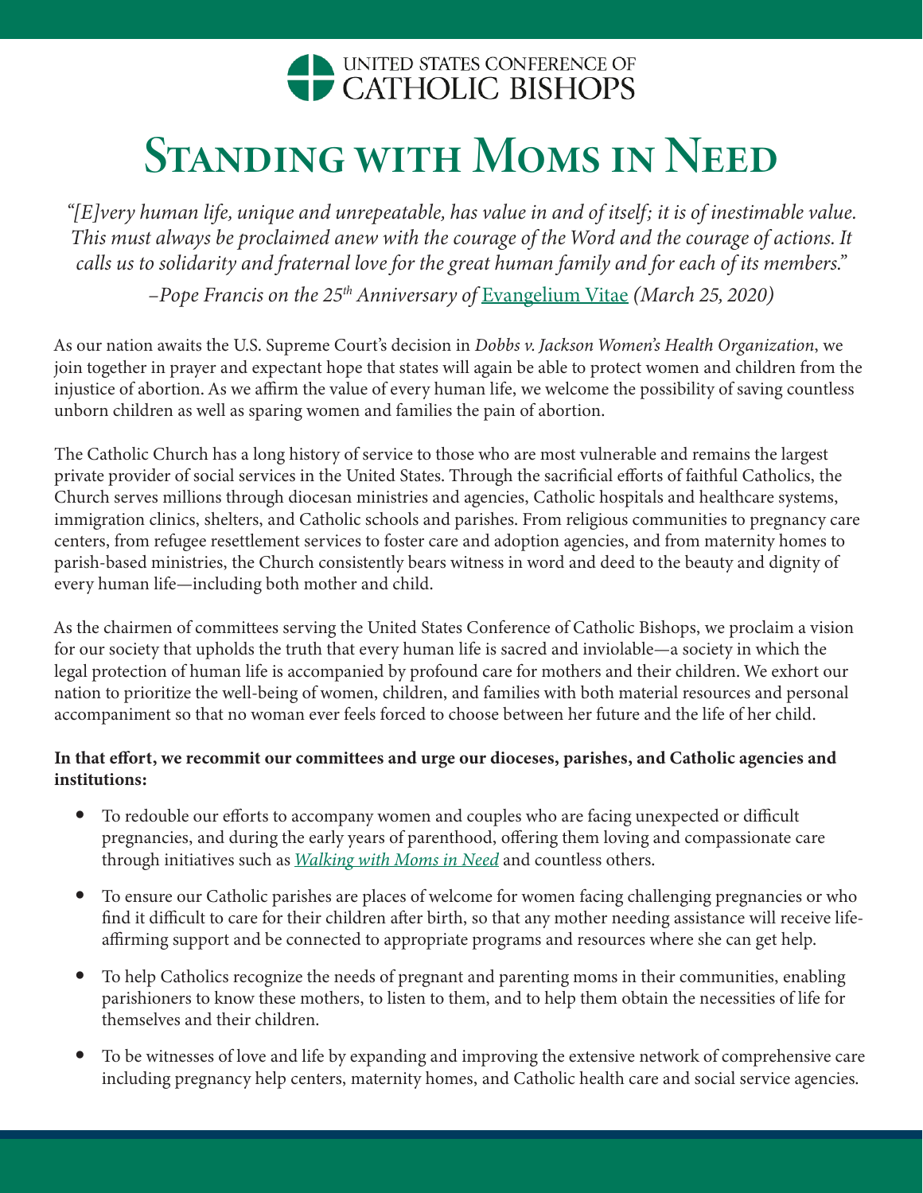UNITED STATES CONFERENCE OF
CATHOLIC BISHOPS

# Standing with Moms in Need

*"[E]very human life, unique and unrepeatable, has value in and of itself; it is of inestimable value. This must always be proclaimed anew with the courage of the Word and the courage of actions. It calls us to solidarity and fraternal love for the great human family and for each of its members."*

*–Pope Francis on the 25th Anniversary of* Evangelium Vitae *(March 25, 2020)*

As our nation awaits the U.S. Supreme Court's decision in *Dobbs v. Jackson Women's Health Organization*, we join together in prayer and expectant hope that states will again be able to protect women and children from the injustice of abortion. As we affirm the value of every human life, we welcome the possibility of saving countless unborn children as well as sparing women and families the pain of abortion.

The Catholic Church has a long history of service to those who are most vulnerable and remains the largest private provider of social services in the United States. Through the sacrificial efforts of faithful Catholics, the Church serves millions through diocesan ministries and agencies, Catholic hospitals and healthcare systems, immigration clinics, shelters, and Catholic schools and parishes. From religious communities to pregnancy care centers, from refugee resettlement services to foster care and adoption agencies, and from maternity homes to parish-based ministries, the Church consistently bears witness in word and deed to the beauty and dignity of every human life—including both mother and child.

As the chairmen of committees serving the United States Conference of Catholic Bishops, we proclaim a vision for our society that upholds the truth that every human life is sacred and inviolable—a society in which the legal protection of human life is accompanied by profound care for mothers and their children. We exhort our nation to prioritize the well-being of women, children, and families with both material resources and personal accompaniment so that no woman ever feels forced to choose between her future and the life of her child.

**In that effort, we recommit our committees and urge our dioceses, parishes, and Catholic agencies and institutions:**

- To redouble our efforts to accompany women and couples who are facing unexpected or difficult pregnancies, and during the early years of parenthood, offering them loving and compassionate care through initiatives such as *Walking with Moms in Need* and countless others.
- To ensure our Catholic parishes are places of welcome for women facing challenging pregnancies or who find it difficult to care for their children after birth, so that any mother needing assistance will receive life-affirming support and be connected to appropriate programs and resources where she can get help.
- To help Catholics recognize the needs of pregnant and parenting moms in their communities, enabling parishioners to know these mothers, to listen to them, and to help them obtain the necessities of life for themselves and their children.
- To be witnesses of love and life by expanding and improving the extensive network of comprehensive care including pregnancy help centers, maternity homes, and Catholic health care and social service agencies.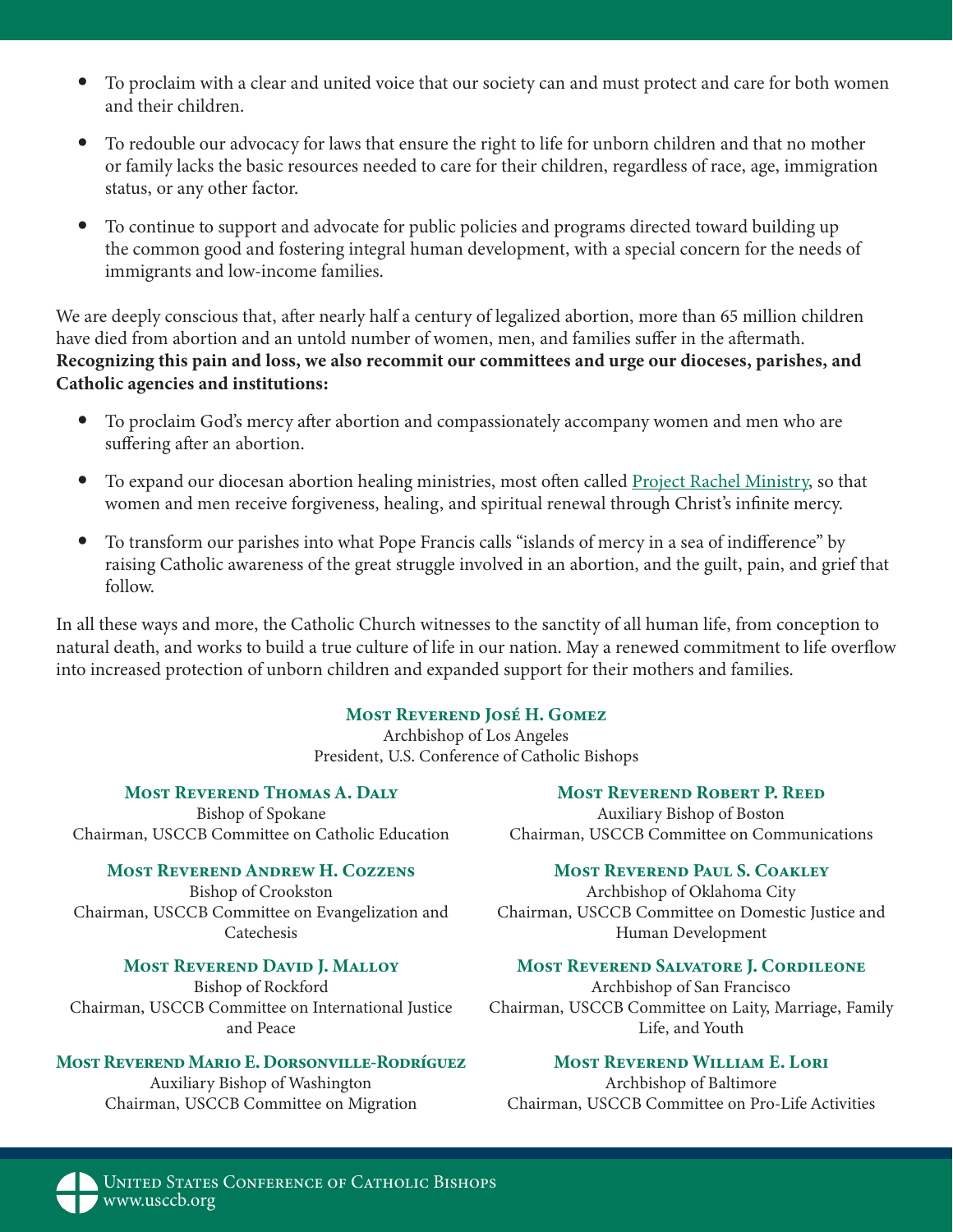- To proclaim with a clear and united voice that our society can and must protect and care for both women and their children.
- To redouble our advocacy for laws that ensure the right to life for unborn children and that no mother or family lacks the basic resources needed to care for their children, regardless of race, age, immigration status, or any other factor.
- To continue to support and advocate for public policies and programs directed toward building up the common good and fostering integral human development, with a special concern for the needs of immigrants and low-income families.

We are deeply conscious that, after nearly half a century of legalized abortion, more than 65 million children have died from abortion and an untold number of women, men, and families suffer in the aftermath. **Recognizing this pain and loss, we also recommit our committees and urge our dioceses, parishes, and Catholic agencies and institutions:**

- To proclaim God's mercy after abortion and compassionately accompany women and men who are suffering after an abortion.
- To expand our diocesan abortion healing ministries, most often called Project Rachel Ministry, so that women and men receive forgiveness, healing, and spiritual renewal through Christ's infinite mercy.
- To transform our parishes into what Pope Francis calls "islands of mercy in a sea of indifference" by raising Catholic awareness of the great struggle involved in an abortion, and the guilt, pain, and grief that follow.

In all these ways and more, the Catholic Church witnesses to the sanctity of all human life, from conception to natural death, and works to build a true culture of life in our nation. May a renewed commitment to life overflow into increased protection of unborn children and expanded support for their mothers and families.

**Most Reverend José H. Gomez**
Archbishop of Los Angeles
President, U.S. Conference of Catholic Bishops

**Most Reverend Thomas A. Daly**
Bishop of Spokane
Chairman, USCCB Committee on Catholic Education

**Most Reverend Andrew H. Cozzens**
Bishop of Crookston
Chairman, USCCB Committee on Evangelization and Catechesis

**Most Reverend David J. Malloy**
Bishop of Rockford
Chairman, USCCB Committee on International Justice and Peace

**Most Reverend Mario E. Dorsonville-Rodríguez**
Auxiliary Bishop of Washington
Chairman, USCCB Committee on Migration

**Most Reverend Robert P. Reed**
Auxiliary Bishop of Boston
Chairman, USCCB Committee on Communications

**Most Reverend Paul S. Coakley**
Archbishop of Oklahoma City
Chairman, USCCB Committee on Domestic Justice and Human Development

**Most Reverend Salvatore J. Cordileone**
Archbishop of San Francisco
Chairman, USCCB Committee on Laity, Marriage, Family Life, and Youth

**Most Reverend William E. Lori**
Archbishop of Baltimore
Chairman, USCCB Committee on Pro-Life Activities

United States Conference of Catholic Bishops
www.usccb.org